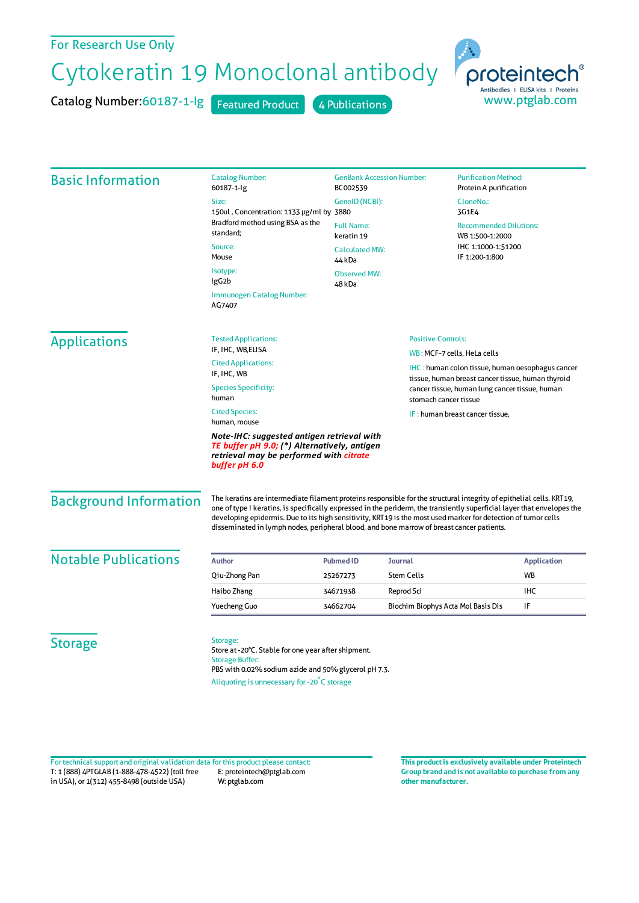For Research Use Only

# Cytokeratin 19 Monoclonal antibody

Catalog Number: 60187-1-Ig   Featured Product   4 Publications

proteintech® Antibodies | ELISA kits | Proteins
www.ptglab.com

## Basic Information

**Catalog Number:**
60187-1-Ig

**Size:**
150ul , Concentration: 1133 μg/ml by Bradford method using BSA as the standard;

**Source:**
Mouse

**Isotype:**
IgG2b

**Immunogen Catalog Number:**
AG7407

**GenBank Accession Number:**
BC002539

**GeneID (NCBI):**
3880

**Full Name:**
keratin 19

**Calculated MW:**
44 kDa

**Observed MW:**
48 kDa

**Purification Method:**
Protein A purification

**CloneNo.:**
3G1E4

**Recommended Dilutions:**
WB 1:500-1:2000
IHC 1:1000-1:51200
IF 1:200-1:800

## Applications

**Tested Applications:**
IF, IHC, WB,ELISA

**Cited Applications:**
IF, IHC, WB

**Species Specificity:**
human

**Cited Species:**
human, mouse

***Note-IHC: suggested antigen retrieval with TE buffer pH 9.0; (\*) Alternatively, antigen retrieval may be performed with citrate buffer pH 6.0***

**Positive Controls:**

WB : MCF-7 cells, HeLa cells

IHC : human colon tissue, human oesophagus cancer tissue, human breast cancer tissue, human thyroid cancer tissue, human lung cancer tissue, human stomach cancer tissue

IF : human breast cancer tissue,

## Background Information

The keratins are intermediate filament proteins responsible for the structural integrity of epithelial cells. KRT19, one of type I keratins, is specifically expressed in the periderm, the transiently superficial layer that envelopes the developing epidermis. Due to its high sensitivity, KRT19 is the most used marker for detection of tumor cells disseminated in lymph nodes, peripheral blood, and bone marrow of breast cancer patients.

## Notable Publications

| Author | Pubmed ID | Journal | Application |
|---|---|---|---|
| Qiu-Zhong Pan | 25267273 | Stem Cells | WB |
| Haibo Zhang | 34671938 | Reprod Sci | IHC |
| Yuecheng Guo | 34662704 | Biochim Biophys Acta Mol Basis Dis | IF |

## Storage

**Storage:**
Store at -20°C. Stable for one year after shipment.

**Storage Buffer:**
PBS with 0.02% sodium azide and 50% glycerol pH 7.3.

Aliquoting is unnecessary for -20°C storage

For technical support and original validation data for this product please contact:
T: 1 (888) 4PTGLAB (1-888-478-4522) (toll free in USA), or 1(312) 455-8498 (outside USA)
E: proteintech@ptglab.com
W: ptglab.com

**This product is exclusively available under Proteintech Group brand and is not available to purchase from any other manufacturer.**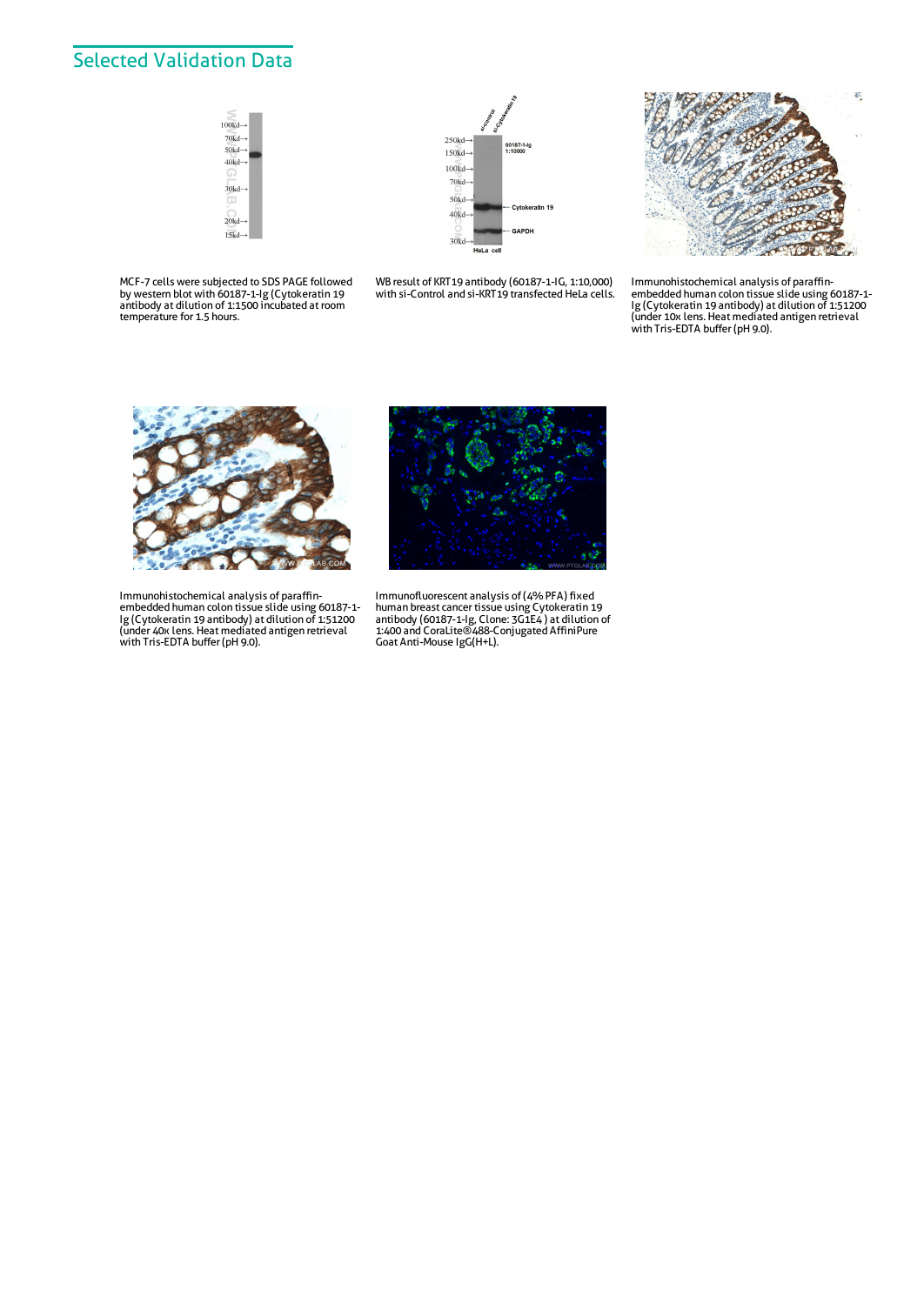## Selected Validation Data

100kd→
70kd→
50kd→
40kd→
30kd→
20kd→
15kd→

MCF-7 cells were subjected to SDS PAGE followed by western blot with 60187-1-Ig (Cytokeratin 19 antibody at dilution of 1:1500 incubated at room temperature for 1.5 hours.

si-Control
si-Cytokeratin 19
250kd→
150kd→
100kd→
70kd→
50kd→
40kd→
30kd→
60187-1-Ig
1:10000
← Cytokeratin 19
← GAPDH
HeLa cell

WB result of KRT19 antibody (60187-1-IG, 1:10,000) with si-Control and si-KRT19 transfected HeLa cells.

Immunohistochemical analysis of paraffin-embedded human colon tissue slide using 60187-1-Ig (Cytokeratin 19 antibody) at dilution of 1:51200 (under 10x lens. Heat mediated antigen retrieval with Tris-EDTA buffer (pH 9.0).

Immunohistochemical analysis of paraffin-embedded human colon tissue slide using 60187-1-Ig (Cytokeratin 19 antibody) at dilution of 1:51200 (under 40x lens. Heat mediated antigen retrieval with Tris-EDTA buffer (pH 9.0).

Immunofluorescent analysis of (4% PFA) fixed human breast cancer tissue using Cytokeratin 19 antibody (60187-1-Ig, Clone: 3G1E4 ) at dilution of 1:400 and CoraLite®488-Conjugated AffiniPure Goat Anti-Mouse IgG(H+L).